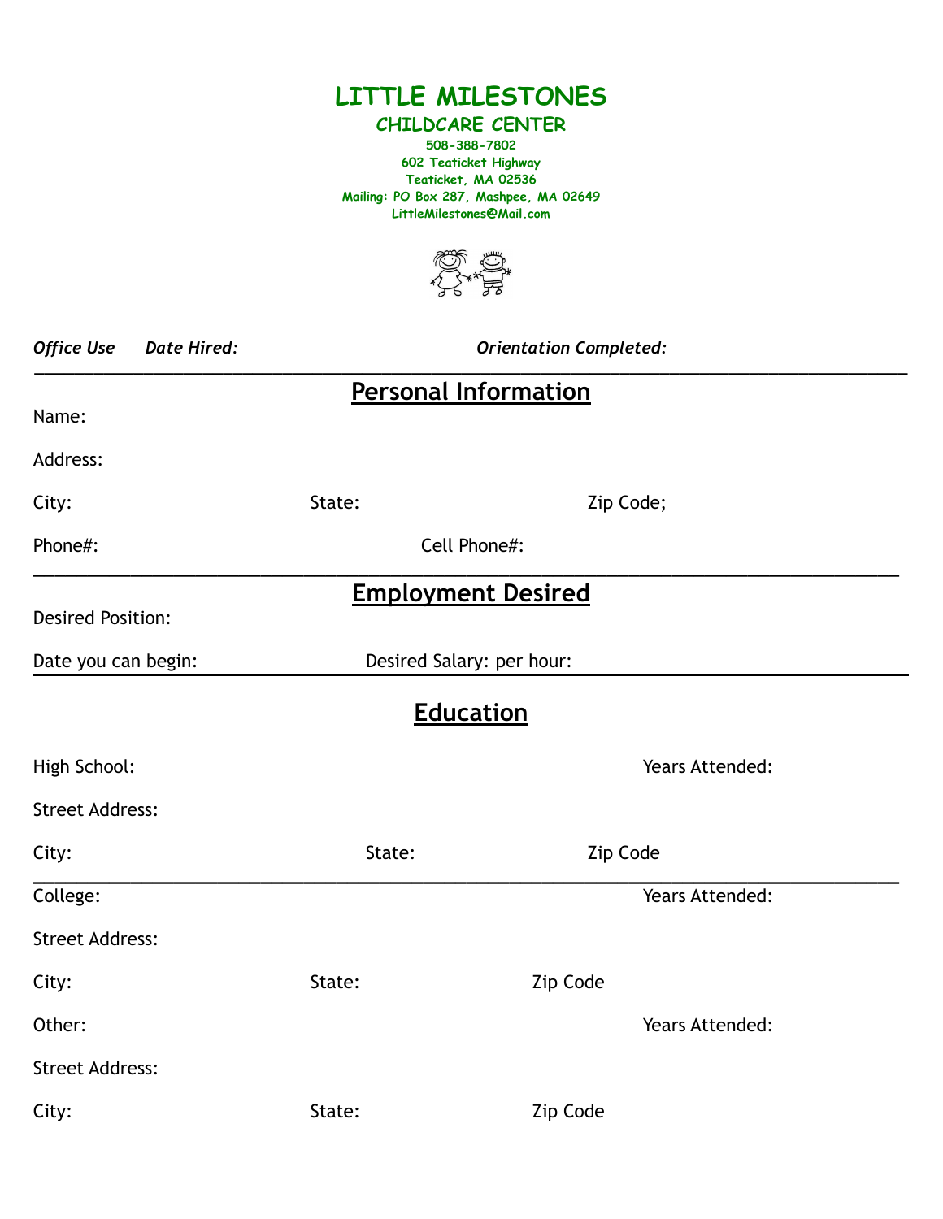# LITTLE MILESTONES

## CHILDCARE CENTER

**508-388-7802**
**602 Teaticket Highway**
**Teaticket, MA 02536**
**Mailing: PO Box 287, Mashpee, MA 02649**
**LittleMilestones@Mail.com**

***Office Use*** ***Date Hired:*** ***Orientation Completed:***

---

## Personal Information

Name:

Address:

City: State: Zip Code;

Phone#: Cell Phone#:

---

## Employment Desired

Desired Position:

Date you can begin: Desired Salary: per hour:

---

## Education

High School: Years Attended:

Street Address:

City: State: Zip Code

---

College: Years Attended:

Street Address:

City: State: Zip Code

Other: Years Attended:

Street Address:

City: State: Zip Code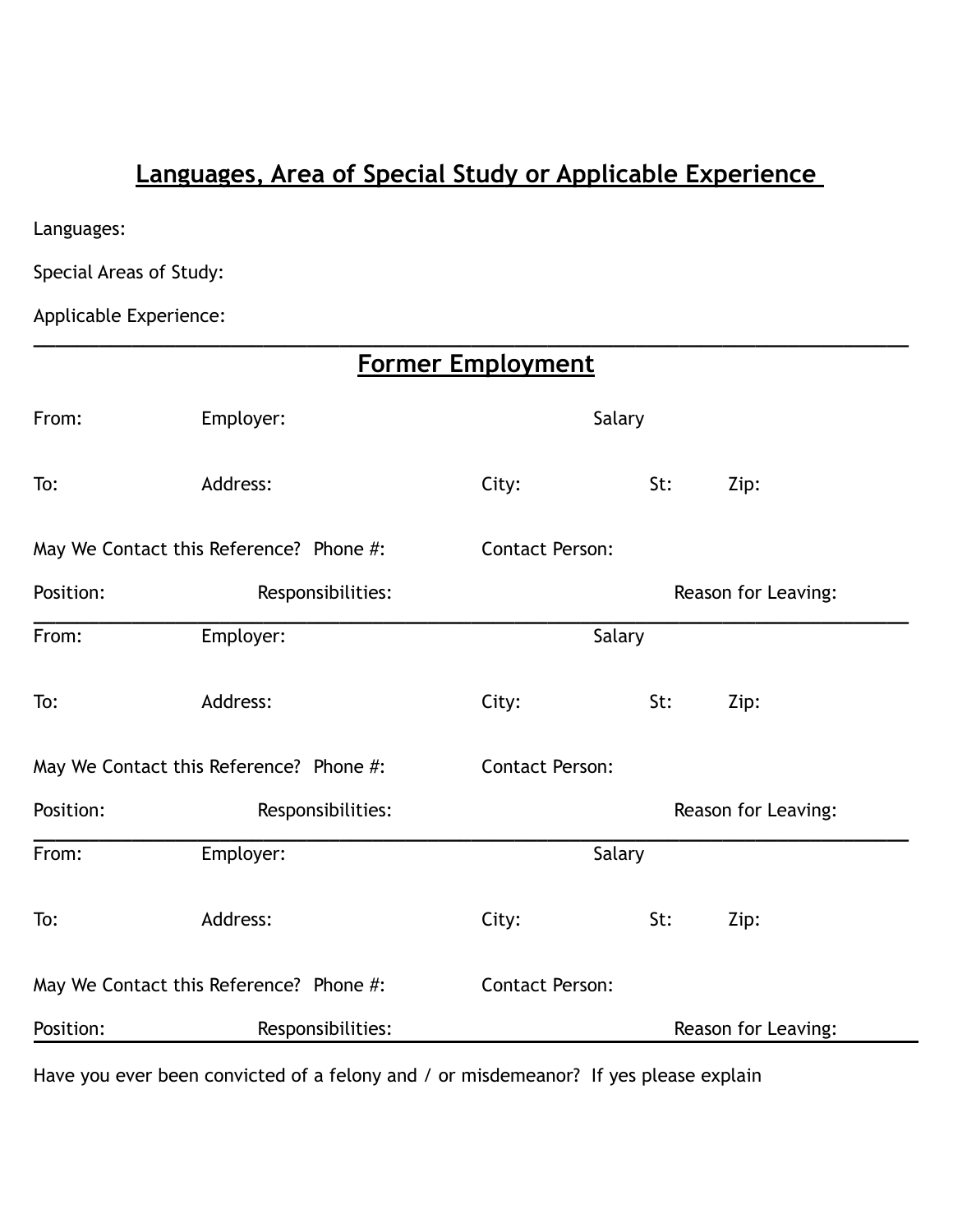## Languages, Area of Special Study or Applicable Experience

Languages:

Special Areas of Study:

Applicable Experience:

---

## Former Employment

From: Employer: Salary

To: Address: City: St: Zip:

May We Contact this Reference? Phone #: Contact Person:

Position: Responsibilities: Reason for Leaving:

---

From: Employer: Salary

To: Address: City: St: Zip:

May We Contact this Reference? Phone #: Contact Person:

Position: Responsibilities: Reason for Leaving:

---

From: Employer: Salary

To: Address: City: St: Zip:

May We Contact this Reference? Phone #: Contact Person:

Position: Responsibilities: Reason for Leaving:

---

Have you ever been convicted of a felony and / or misdemeanor? If yes please explain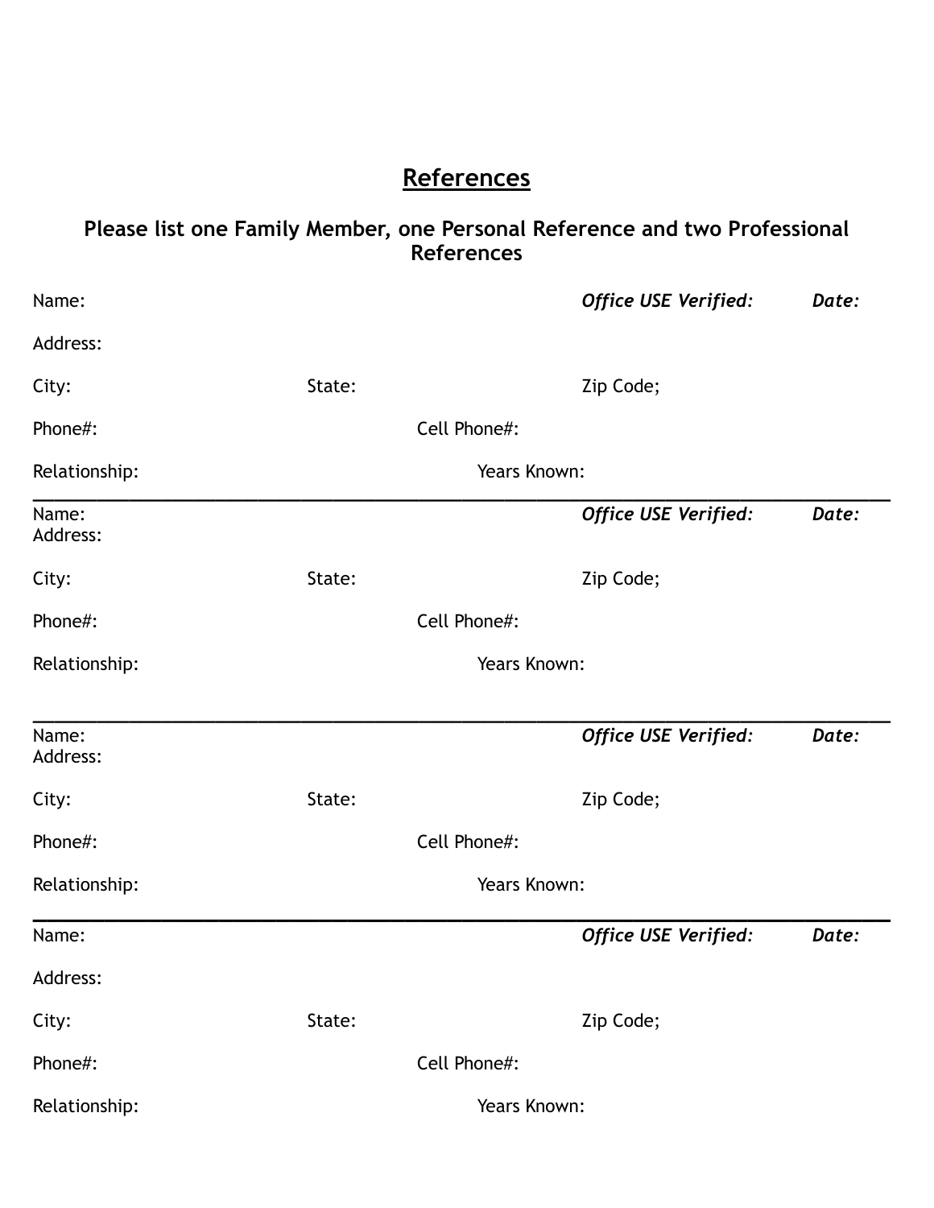# References

**Please list one Family Member, one Personal Reference and two Professional References**

Name: ***Office USE Verified:*** ***Date:***

Address:

City: State: Zip Code;

Phone#: Cell Phone#:

Relationship: Years Known:

---

Name: ***Office USE Verified:*** ***Date:***

Address:

City: State: Zip Code;

Phone#: Cell Phone#:

Relationship: Years Known:

---

Name: ***Office USE Verified:*** ***Date:***

Address:

City: State: Zip Code;

Phone#: Cell Phone#:

Relationship: Years Known:

---

Name: ***Office USE Verified:*** ***Date:***

Address:

City: State: Zip Code;

Phone#: Cell Phone#:

Relationship: Years Known: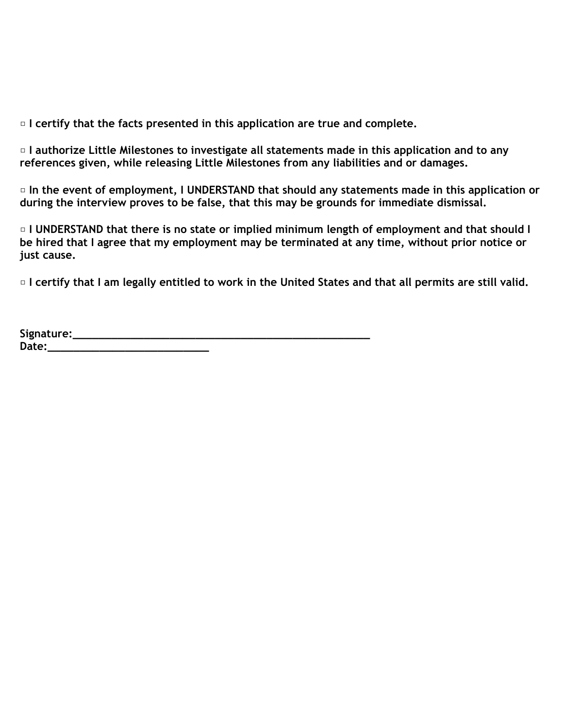**▫ I certify that the facts presented in this application are true and complete.**

**▫ I authorize Little Milestones to investigate all statements made in this application and to any references given, while releasing Little Milestones from any liabilities and or damages.**

**▫ In the event of employment, I UNDERSTAND that should any statements made in this application or during the interview proves to be false, that this may be grounds for immediate dismissal.**

**▫ I UNDERSTAND that there is no state or implied minimum length of employment and that should I be hired that I agree that my employment may be terminated at any time, without prior notice or just cause.**

**▫ I certify that I am legally entitled to work in the United States and that all permits are still valid.**

**Signature:_______________________________________________**
**Date:_________________________**